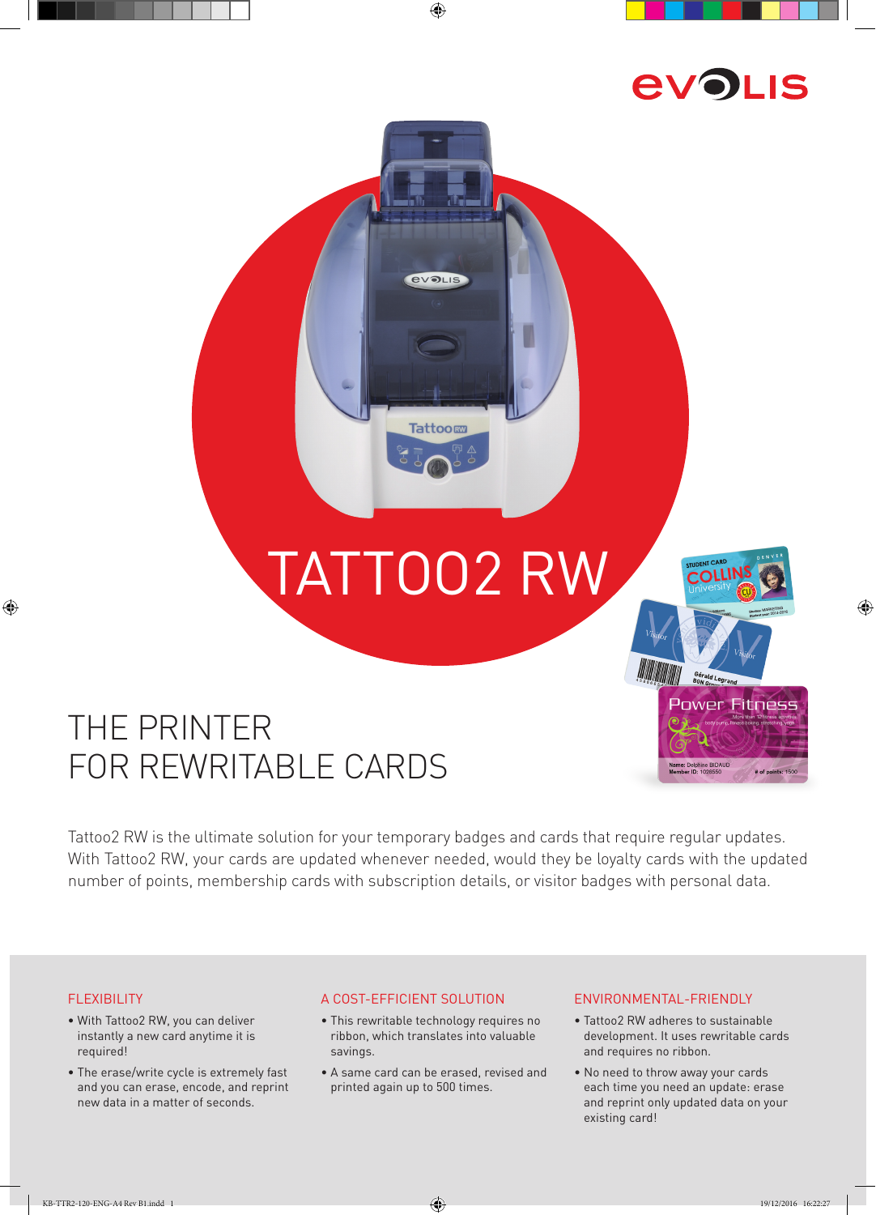# TATTOO2 RW

## THE PRINTER FOR REWRITABLE CARDS

Tattoo2 RW is the ultimate solution for your temporary badges and cards that require regular updates. With Tattoo2 RW, your cards are updated whenever needed, would they be loyalty cards with the updated number of points, membership cards with subscription details, or visitor badges with personal data.

### FLEXIBILITY

- With Tattoo2 RW, you can deliver instantly a new card anytime it is required!
- The erase/write cycle is extremely fast and you can erase, encode, and reprint new data in a matter of seconds.

### A COST-EFFICIENT SOLUTION

- This rewritable technology requires no ribbon, which translates into valuable savings.
- A same card can be erased, revised and printed again up to 500 times.

### ENVIRONMENTAL-FRIENDLY

- Tattoo2 RW adheres to sustainable development. It uses rewritable cards and requires no ribbon.
- No need to throw away your cards each time you need an update: erase and reprint only updated data on your existing card!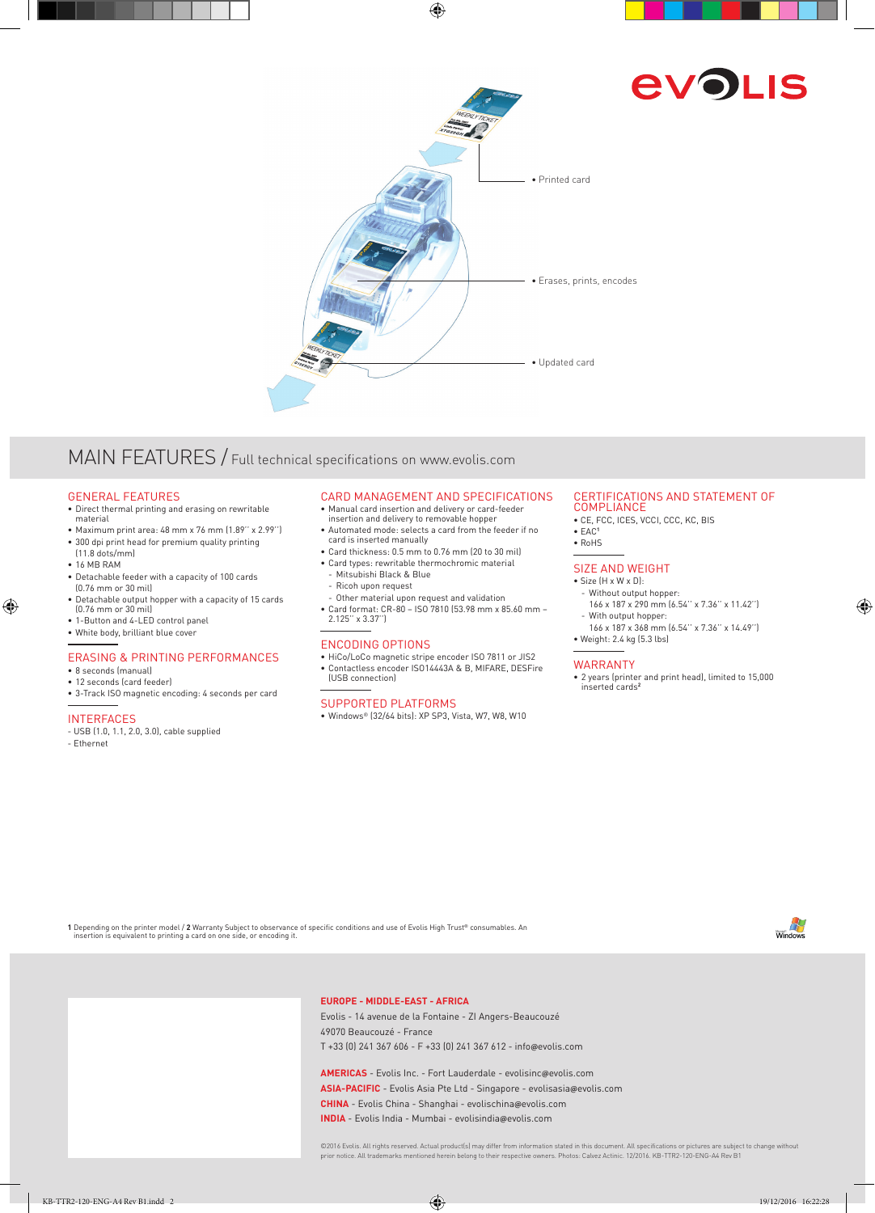evolis

• Printed card

• Erases, prints, encodes

• Updated card

## MAIN FEATURES / Full technical specifications on www.evolis.com

### GENERAL FEATURES

- Direct thermal printing and erasing on rewritable material
- Maximum print area: 48 mm x 76 mm (1.89'' x 2.99'')
- 300 dpi print head for premium quality printing (11.8 dots/mm)
- 16 MB RAM
- Detachable feeder with a capacity of 100 cards (0.76 mm or 30 mil)
- Detachable output hopper with a capacity of 15 cards (0.76 mm or 30 mil)
- 1-Button and 4-LED control panel
- White body, brilliant blue cover

### ERASING & PRINTING PERFORMANCES

- 8 seconds (manual)
- 12 seconds (card feeder)
- 3-Track ISO magnetic encoding: 4 seconds per card

### INTERFACES

- USB (1.0, 1.1, 2.0, 3.0), cable supplied
- Ethernet

### CARD MANAGEMENT AND SPECIFICATIONS

- Manual card insertion and delivery or card-feeder insertion and delivery to removable hopper
- Automated mode: selects a card from the feeder if no card is inserted manually
- Card thickness: 0.5 mm to 0.76 mm (20 to 30 mil)
- Card types: rewritable thermochromic material
  - Mitsubishi Black & Blue
  - Ricoh upon request
  - Other material upon request and validation
- Card format: CR-80 – ISO 7810 (53.98 mm x 85.60 mm – 2.125'' x 3.37'')

### ENCODING OPTIONS

- HiCo/LoCo magnetic stripe encoder ISO 7811 or JIS2
- Contactless encoder ISO14443A & B, MIFARE, DESFire (USB connection)

### SUPPORTED PLATFORMS

- Windows® (32/64 bits): XP SP3, Vista, W7, W8, W10

### CERTIFICATIONS AND STATEMENT OF COMPLIANCE

- CE, FCC, ICES, VCCI, CCC, KC, BIS
- EAC[1]
- RoHS

### SIZE AND WEIGHT

- Size (H x W x D):
  - Without output hopper: 166 x 187 x 290 mm (6.54'' x 7.36'' x 11.42'')
  - With output hopper: 166 x 187 x 368 mm (6.54'' x 7.36'' x 14.49'')
- Weight: 2.4 kg (5.3 lbs)

### WARRANTY

- 2 years (printer and print head), limited to 15,000 inserted cards[2]

**1** Depending on the printer model / **2** Warranty Subject to observance of specific conditions and use of Evolis High Trust® consumables. An insertion is equivalent to printing a card on one side, or encoding it.

**EUROPE - MIDDLE-EAST - AFRICA**
Evolis - 14 avenue de la Fontaine - ZI Angers-Beaucouzé
49070 Beaucouzé - France
T +33 (0) 241 367 606 - F +33 (0) 241 367 612 - info@evolis.com

**AMERICAS** - Evolis Inc. - Fort Lauderdale - evolisinc@evolis.com
**ASIA-PACIFIC** - Evolis Asia Pte Ltd - Singapore - evolisasia@evolis.com
**CHINA** - Evolis China - Shanghai - evolischina@evolis.com
**INDIA** - Evolis India - Mumbai - evolisindia@evolis.com

©2016 Evolis. All rights reserved. Actual product(s) may differ from information stated in this document. All specifications or pictures are subject to change without prior notice. All trademarks mentioned herein belong to their respective owners. Photos: Calvez Actinic. 12/2016. KB-TTR2-120-ENG-A4 Rev B1